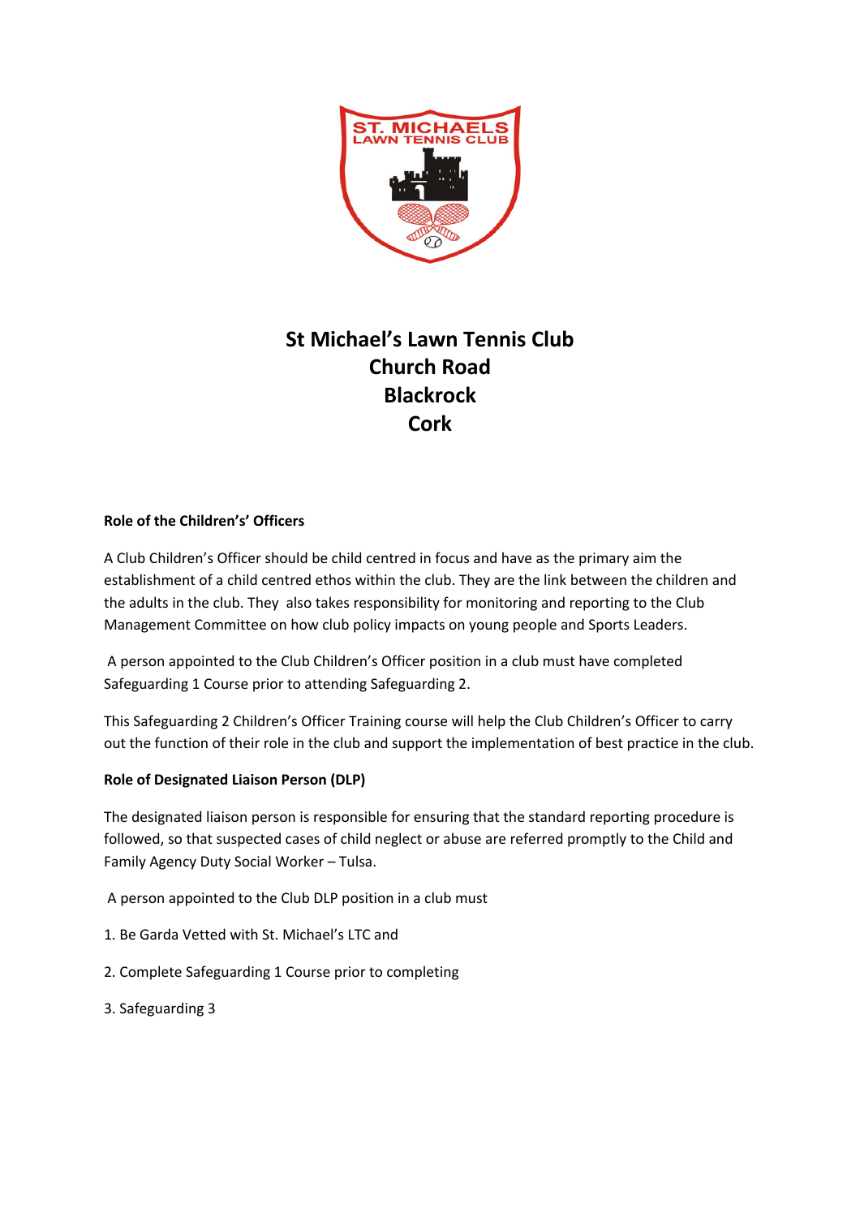# St Michael's Lawn Tennis Club
# Church Road
# Blackrock
# Cork

**Role of the Children's' Officers**

A Club Children's Officer should be child centred in focus and have as the primary aim the establishment of a child centred ethos within the club. They are the link between the children and the adults in the club. They also takes responsibility for monitoring and reporting to the Club Management Committee on how club policy impacts on young people and Sports Leaders.

A person appointed to the Club Children's Officer position in a club must have completed Safeguarding 1 Course prior to attending Safeguarding 2.

This Safeguarding 2 Children's Officer Training course will help the Club Children's Officer to carry out the function of their role in the club and support the implementation of best practice in the club.

**Role of Designated Liaison Person (DLP)**

The designated liaison person is responsible for ensuring that the standard reporting procedure is followed, so that suspected cases of child neglect or abuse are referred promptly to the Child and Family Agency Duty Social Worker – Tulsa.

A person appointed to the Club DLP position in a club must

1. Be Garda Vetted with St. Michael's LTC and
2. Complete Safeguarding 1 Course prior to completing
3. Safeguarding 3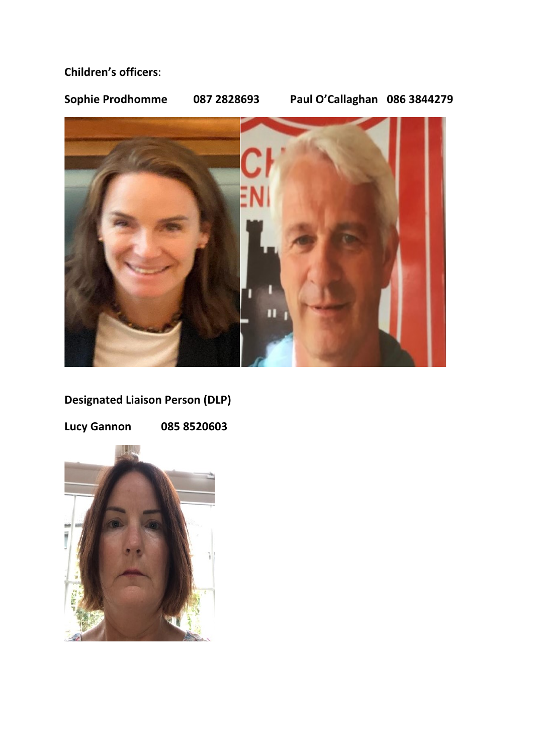**Children's officers**:

**Sophie Prodhomme 087 2828693 Paul O'Callaghan 086 3844279**

**Designated Liaison Person (DLP)**

**Lucy Gannon 085 8520603**